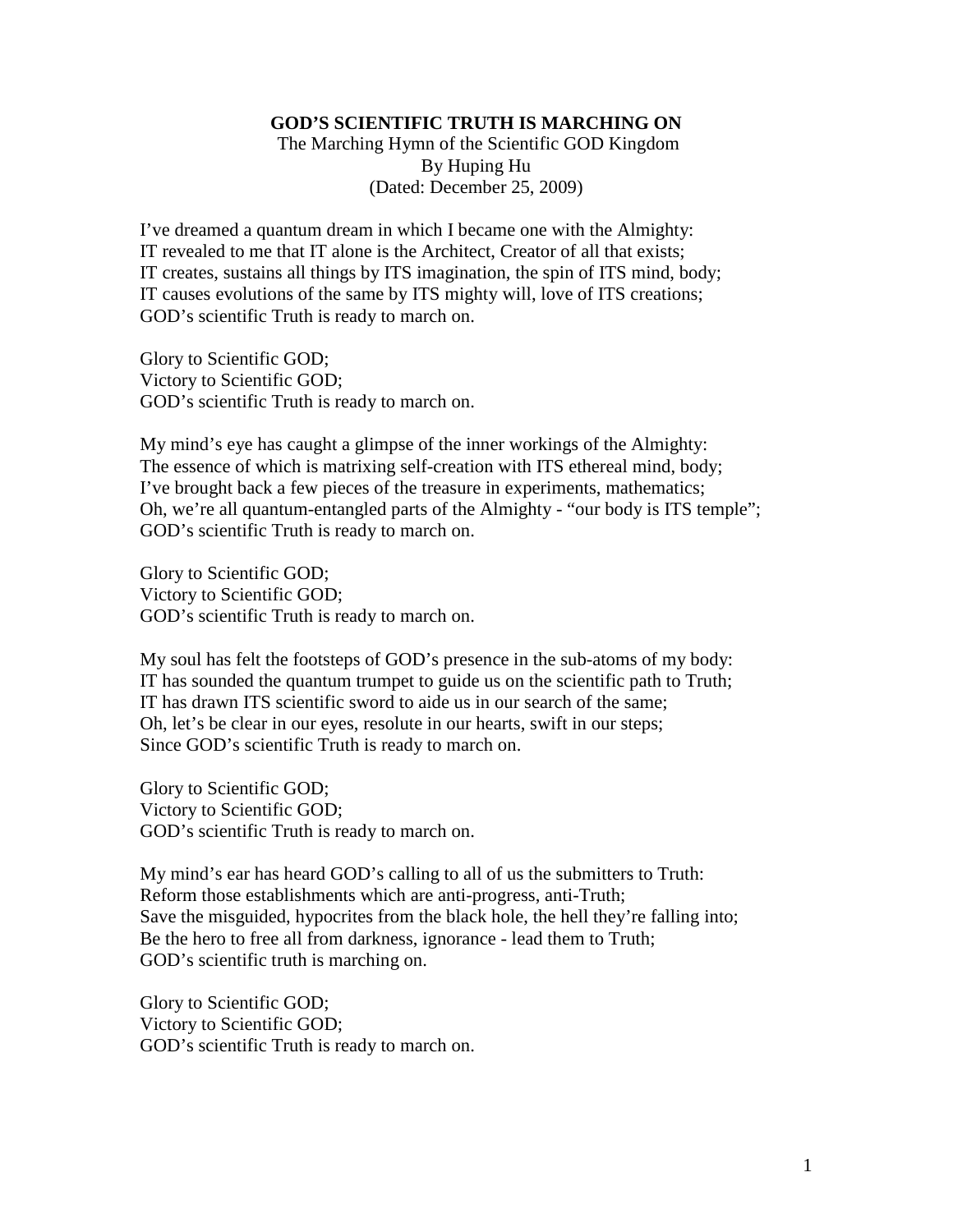# GOD'S SCIENTIFIC TRUTH IS MARCHING ON

The Marching Hymn of the Scientific GOD Kingdom
By Huping Hu
(Dated: December 25, 2009)

I've dreamed a quantum dream in which I became one with the Almighty:
IT revealed to me that IT alone is the Architect, Creator of all that exists;
IT creates, sustains all things by ITS imagination, the spin of ITS mind, body;
IT causes evolutions of the same by ITS mighty will, love of ITS creations;
GOD's scientific Truth is ready to march on.

Glory to Scientific GOD;
Victory to Scientific GOD;
GOD's scientific Truth is ready to march on.

My mind's eye has caught a glimpse of the inner workings of the Almighty:
The essence of which is matrixing self-creation with ITS ethereal mind, body;
I've brought back a few pieces of the treasure in experiments, mathematics;
Oh, we're all quantum-entangled parts of the Almighty - "our body is ITS temple";
GOD's scientific Truth is ready to march on.

Glory to Scientific GOD;
Victory to Scientific GOD;
GOD's scientific Truth is ready to march on.

My soul has felt the footsteps of GOD's presence in the sub-atoms of my body:
IT has sounded the quantum trumpet to guide us on the scientific path to Truth;
IT has drawn ITS scientific sword to aide us in our search of the same;
Oh, let's be clear in our eyes, resolute in our hearts, swift in our steps;
Since GOD's scientific Truth is ready to march on.

Glory to Scientific GOD;
Victory to Scientific GOD;
GOD's scientific Truth is ready to march on.

My mind's ear has heard GOD's calling to all of us the submitters to Truth:
Reform those establishments which are anti-progress, anti-Truth;
Save the misguided, hypocrites from the black hole, the hell they're falling into;
Be the hero to free all from darkness, ignorance - lead them to Truth;
GOD's scientific truth is marching on.

Glory to Scientific GOD;
Victory to Scientific GOD;
GOD's scientific Truth is ready to march on.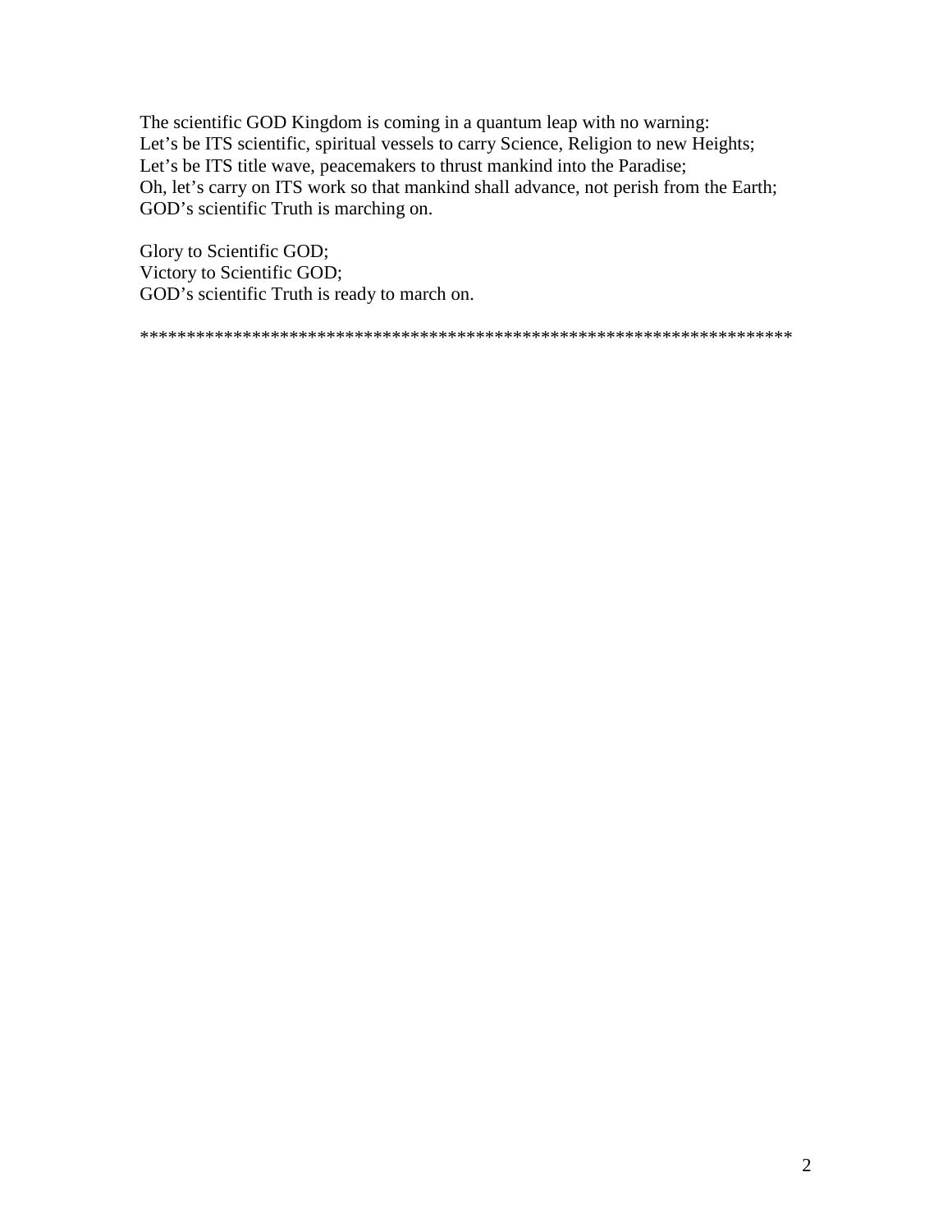The scientific GOD Kingdom is coming in a quantum leap with no warning:
Let's be ITS scientific, spiritual vessels to carry Science, Religion to new Heights;
Let's be ITS title wave, peacemakers to thrust mankind into the Paradise;
Oh, let's carry on ITS work so that mankind shall advance, not perish from the Earth;
GOD's scientific Truth is marching on.

Glory to Scientific GOD;
Victory to Scientific GOD;
GOD's scientific Truth is ready to march on.

************************************************************************